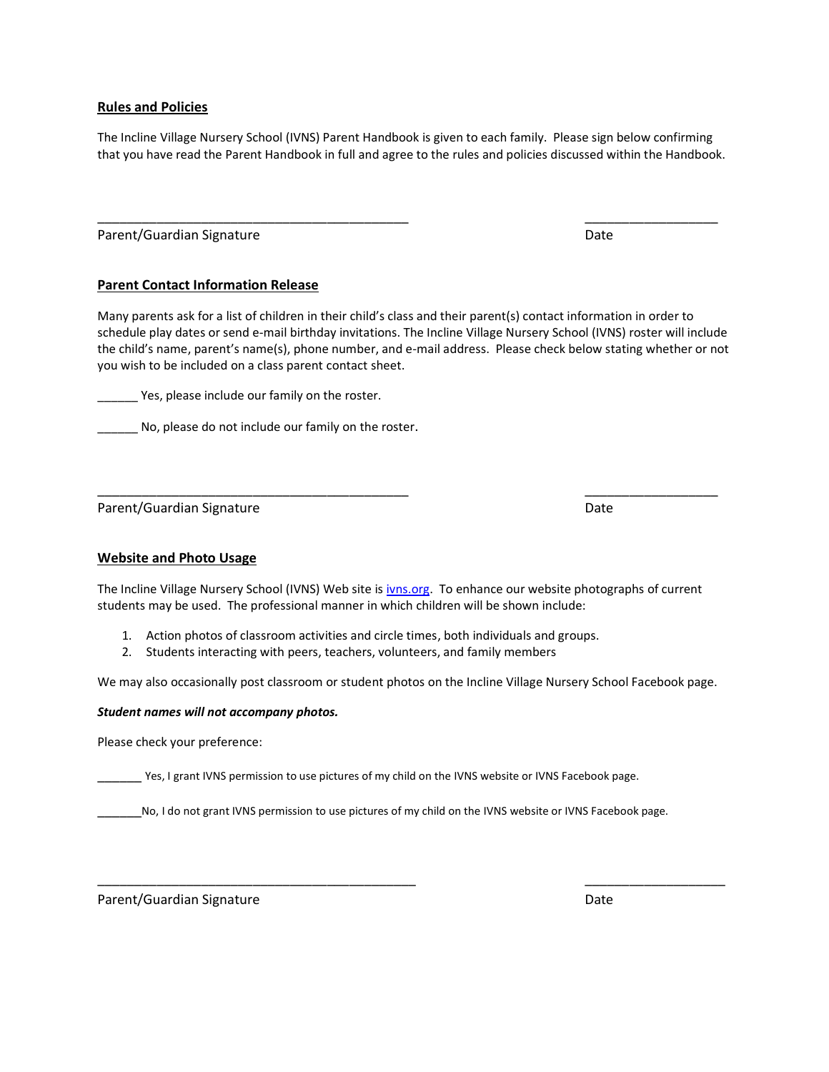## Rules and Policies

The Incline Village Nursery School (IVNS) Parent Handbook is given to each family. Please sign below confirming that you have read the Parent Handbook in full and agree to the rules and policies discussed within the Handbook.

_____________________________________________ ___________________

Parent/Guardian Signature Date

## Parent Contact Information Release

Many parents ask for a list of children in their child's class and their parent(s) contact information in order to schedule play dates or send e-mail birthday invitations. The Incline Village Nursery School (IVNS) roster will include the child's name, parent's name(s), phone number, and e-mail address. Please check below stating whether or not you wish to be included on a class parent contact sheet.

______ Yes, please include our family on the roster.

______ No, please do not include our family on the roster.

_____________________________________________ ___________________

Parent/Guardian Signature Date

## Website and Photo Usage

The Incline Village Nursery School (IVNS) Web site is ivns.org. To enhance our website photographs of current students may be used. The professional manner in which children will be shown include:

1. Action photos of classroom activities and circle times, both individuals and groups.
2. Students interacting with peers, teachers, volunteers, and family members

We may also occasionally post classroom or student photos on the Incline Village Nursery School Facebook page.

***Student names will not accompany photos.***

Please check your preference:

_______ Yes, I grant IVNS permission to use pictures of my child on the IVNS website or IVNS Facebook page.

_______No, I do not grant IVNS permission to use pictures of my child on the IVNS website or IVNS Facebook page.

_______________________________________________ ____________________

Parent/Guardian Signature Date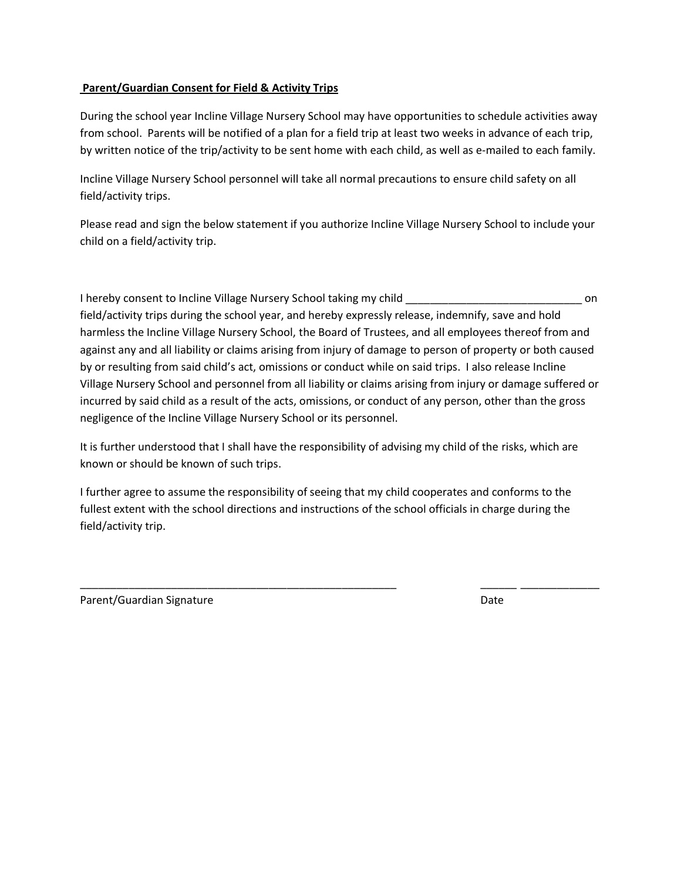## **Parent/Guardian Consent for Field & Activity Trips**

During the school year Incline Village Nursery School may have opportunities to schedule activities away from school. Parents will be notified of a plan for a field trip at least two weeks in advance of each trip, by written notice of the trip/activity to be sent home with each child, as well as e-mailed to each family.

Incline Village Nursery School personnel will take all normal precautions to ensure child safety on all field/activity trips.

Please read and sign the below statement if you authorize Incline Village Nursery School to include your child on a field/activity trip.

I hereby consent to Incline Village Nursery School taking my child _____________________________ on field/activity trips during the school year, and hereby expressly release, indemnify, save and hold harmless the Incline Village Nursery School, the Board of Trustees, and all employees thereof from and against any and all liability or claims arising from injury of damage to person of property or both caused by or resulting from said child's act, omissions or conduct while on said trips. I also release Incline Village Nursery School and personnel from all liability or claims arising from injury or damage suffered or incurred by said child as a result of the acts, omissions, or conduct of any person, other than the gross negligence of the Incline Village Nursery School or its personnel.

It is further understood that I shall have the responsibility of advising my child of the risks, which are known or should be known of such trips.

I further agree to assume the responsibility of seeing that my child cooperates and conforms to the fullest extent with the school directions and instructions of the school officials in charge during the field/activity trip.

_____________________________________________________ ______ _____________

Parent/Guardian Signature Date